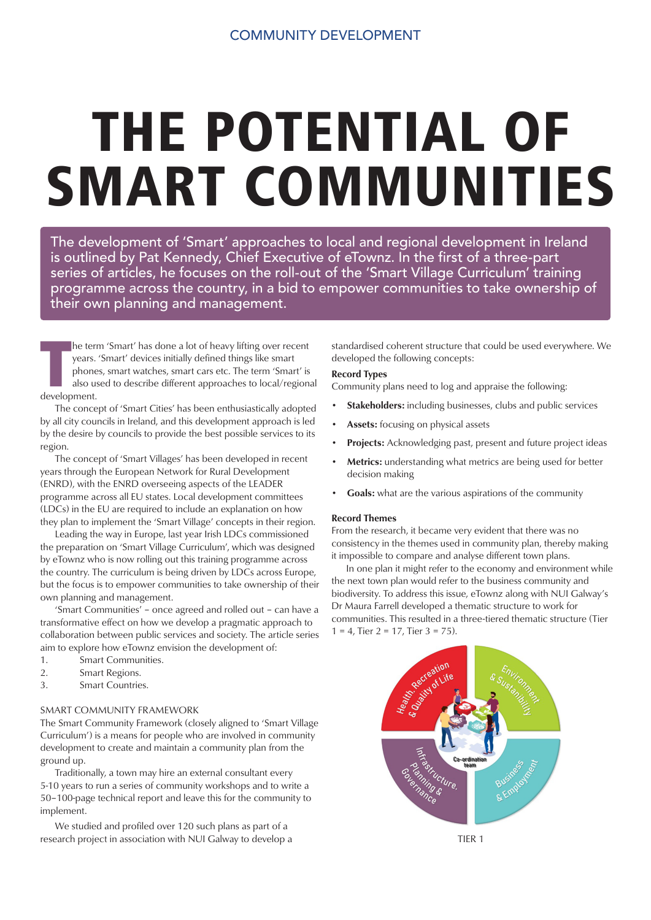# THE POTENTIAL OF SMART COMMUNITIES

The development of 'Smart' approaches to local and regional development in Ireland is outlined by Pat Kennedy, Chief Executive of eTownz. In the first of a three-part series of articles, he focuses on the roll-out of the 'Smart Village Curriculum' training programme across the country, in a bid to empower communities to take ownership of their own planning and management.

The term 'Smart' has done a lot of heavy lifting over recent years. 'Smart' devices initially defined things like smart phones, smart watches, smart cars etc. The term 'Smart' is also used to describe different approaches to local/regional development.

The concept of 'Smart Cities' has been enthusiastically adopted by all city councils in Ireland, and this development approach is led by the desire by councils to provide the best possible services to its region.

The concept of 'Smart Villages' has been developed in recent years through the European Network for Rural Development (ENRD), with the ENRD overseeing aspects of the LEADER programme across all EU states. Local development committees (LDCs) in the EU are required to include an explanation on how they plan to implement the 'Smart Village' concepts in their region.

Leading the way in Europe, last year Irish LDCs commissioned the preparation on 'Smart Village Curriculum', which was designed by eTownz who is now rolling out this training programme across the country. The curriculum is being driven by LDCs across Europe, but the focus is to empower communities to take ownership of their own planning and management.

'Smart Communities' – once agreed and rolled out – can have a transformative effect on how we develop a pragmatic approach to collaboration between public services and society. The article series aim to explore how eTownz envision the development of:

1. Smart Communities.
2. Smart Regions.
3. Smart Countries.

SMART COMMUNITY FRAMEWORK

The Smart Community Framework (closely aligned to 'Smart Village Curriculum') is a means for people who are involved in community development to create and maintain a community plan from the ground up.

Traditionally, a town may hire an external consultant every 5-10 years to run a series of community workshops and to write a 50–100-page technical report and leave this for the community to implement.

We studied and profiled over 120 such plans as part of a research project in association with NUI Galway to develop a standardised coherent structure that could be used everywhere. We developed the following concepts:

**Record Types**

Community plans need to log and appraise the following:

- **Stakeholders:** including businesses, clubs and public services
- **Assets:** focusing on physical assets
- **Projects:** Acknowledging past, present and future project ideas
- **Metrics:** understanding what metrics are being used for better decision making
- **Goals:** what are the various aspirations of the community

**Record Themes**

From the research, it became very evident that there was no consistency in the themes used in community plan, thereby making it impossible to compare and analyse different town plans.

In one plan it might refer to the economy and environment while the next town plan would refer to the business community and biodiversity. To address this issue, eTownz along with NUI Galway's Dr Maura Farrell developed a thematic structure to work for communities. This resulted in a three-tiered thematic structure (Tier 1 = 4, Tier 2 = 17, Tier 3 = 75).

Health, Recreation & Quality of Life | Environment & Sustainability | Infrastructure, Planning & Governance | Business & Employment | Co-ordination team

TIER 1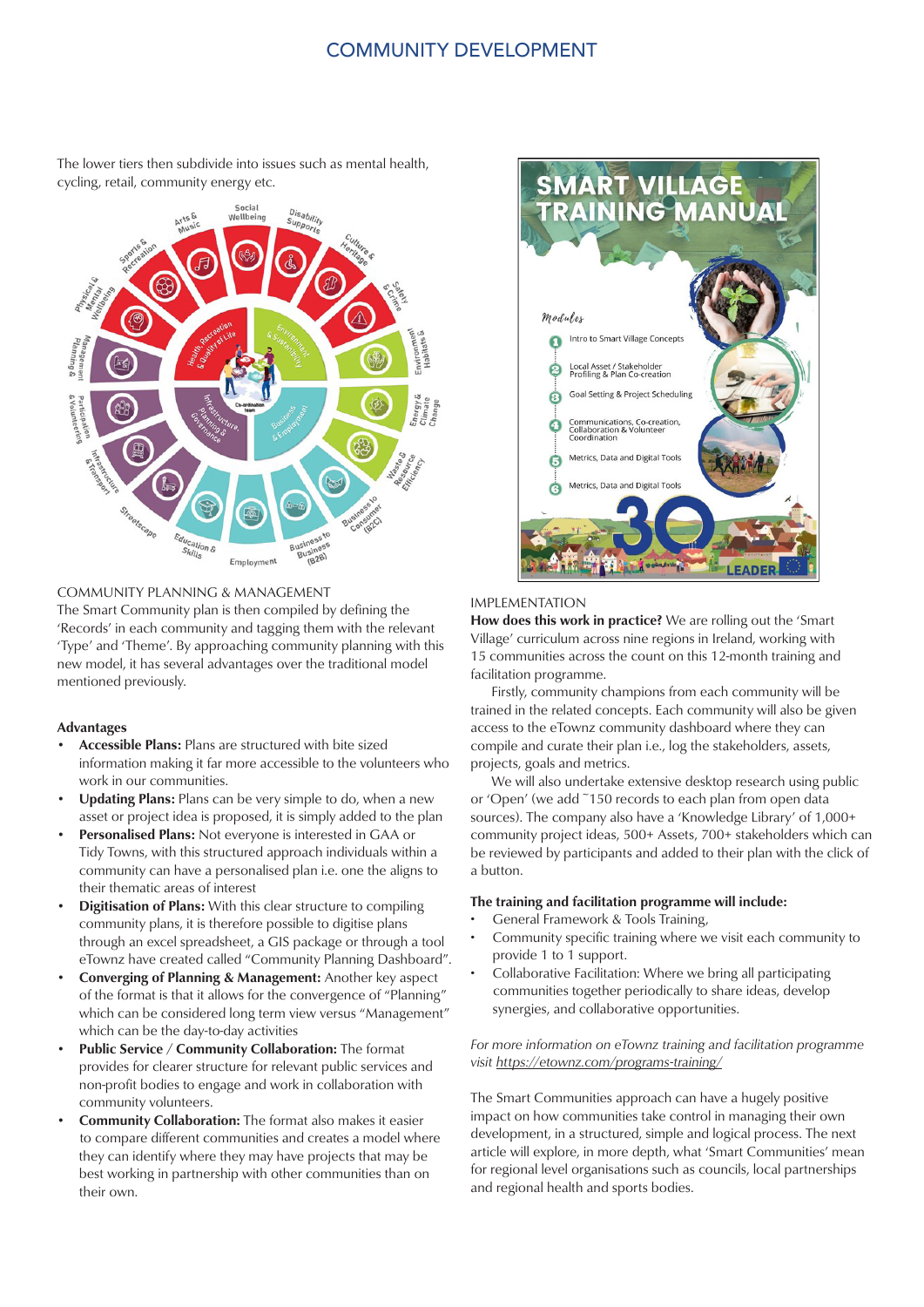The lower tiers then subdivide into issues such as mental health, cycling, retail, community energy etc.

### COMMUNITY PLANNING & MANAGEMENT

The Smart Community plan is then compiled by defining the 'Records' in each community and tagging them with the relevant 'Type' and 'Theme'. By approaching community planning with this new model, it has several advantages over the traditional model mentioned previously.

**Advantages**

- **Accessible Plans:** Plans are structured with bite sized information making it far more accessible to the volunteers who work in our communities.
- **Updating Plans:** Plans can be very simple to do, when a new asset or project idea is proposed, it is simply added to the plan
- **Personalised Plans:** Not everyone is interested in GAA or Tidy Towns, with this structured approach individuals within a community can have a personalised plan i.e. one the aligns to their thematic areas of interest
- **Digitisation of Plans:** With this clear structure to compiling community plans, it is therefore possible to digitise plans through an excel spreadsheet, a GIS package or through a tool eTownz have created called "Community Planning Dashboard".
- **Converging of Planning & Management:** Another key aspect of the format is that it allows for the convergence of "Planning" which can be considered long term view versus "Management" which can be the day-to-day activities
- **Public Service / Community Collaboration:** The format provides for clearer structure for relevant public services and non-profit bodies to engage and work in collaboration with community volunteers.
- **Community Collaboration:** The format also makes it easier to compare different communities and creates a model where they can identify where they may have projects that may be best working in partnership with other communities than on their own.

### IMPLEMENTATION

**How does this work in practice?** We are rolling out the 'Smart Village' curriculum across nine regions in Ireland, working with 15 communities across the count on this 12-month training and facilitation programme.

Firstly, community champions from each community will be trained in the related concepts. Each community will also be given access to the eTownz community dashboard where they can compile and curate their plan i.e., log the stakeholders, assets, projects, goals and metrics.

We will also undertake extensive desktop research using public or 'Open' (we add ~150 records to each plan from open data sources). The company also have a 'Knowledge Library' of 1,000+ community project ideas, 500+ Assets, 700+ stakeholders which can be reviewed by participants and added to their plan with the click of a button.

**The training and facilitation programme will include:**

- General Framework & Tools Training,
- Community specific training where we visit each community to provide 1 to 1 support.
- Collaborative Facilitation: Where we bring all participating communities together periodically to share ideas, develop synergies, and collaborative opportunities.

*For more information on eTownz training and facilitation programme visit https://etownz.com/programs-training/*

The Smart Communities approach can have a hugely positive impact on how communities take control in managing their own development, in a structured, simple and logical process. The next article will explore, in more depth, what 'Smart Communities' mean for regional level organisations such as councils, local partnerships and regional health and sports bodies.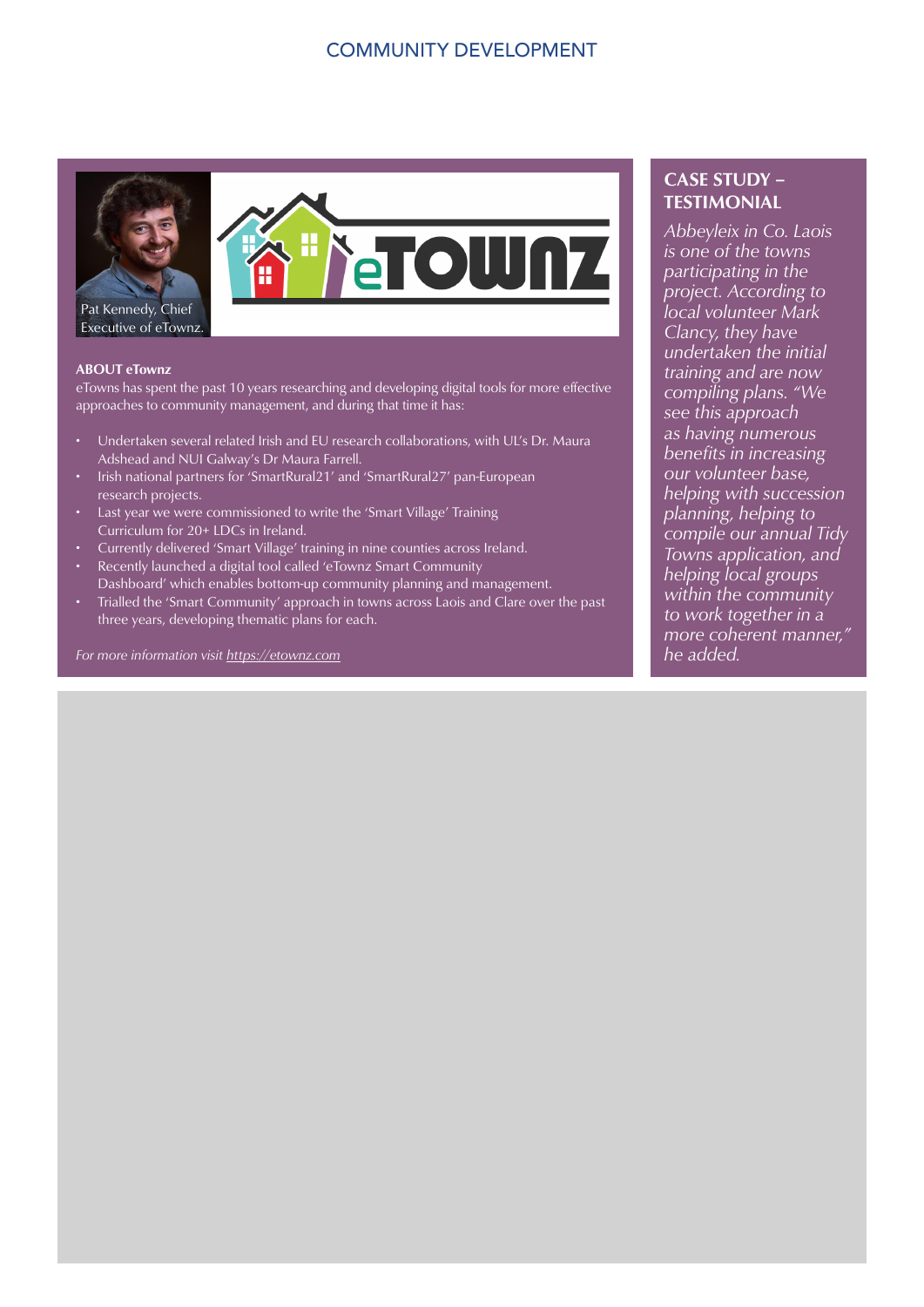# COMMUNITY DEVELOPMENT

Pat Kennedy, Chief Executive of eTownz.

**ABOUT eTownz**

eTowns has spent the past 10 years researching and developing digital tools for more effective approaches to community management, and during that time it has:

- Undertaken several related Irish and EU research collaborations, with UL's Dr. Maura Adshead and NUI Galway's Dr Maura Farrell.
- Irish national partners for 'SmartRural21' and 'SmartRural27' pan-European research projects.
- Last year we were commissioned to write the 'Smart Village' Training Curriculum for 20+ LDCs in Ireland.
- Currently delivered 'Smart Village' training in nine counties across Ireland.
- Recently launched a digital tool called 'eTownz Smart Community Dashboard' which enables bottom-up community planning and management.
- Trialled the 'Smart Community' approach in towns across Laois and Clare over the past three years, developing thematic plans for each.

*For more information visit https://etownz.com*

## CASE STUDY – TESTIMONIAL

*Abbeyleix in Co. Laois is one of the towns participating in the project. According to local volunteer Mark Clancy, they have undertaken the initial training and are now compiling plans. "We see this approach as having numerous benefits in increasing our volunteer base, helping with succession planning, helping to compile our annual Tidy Towns application, and helping local groups within the community to work together in a more coherent manner," he added.*